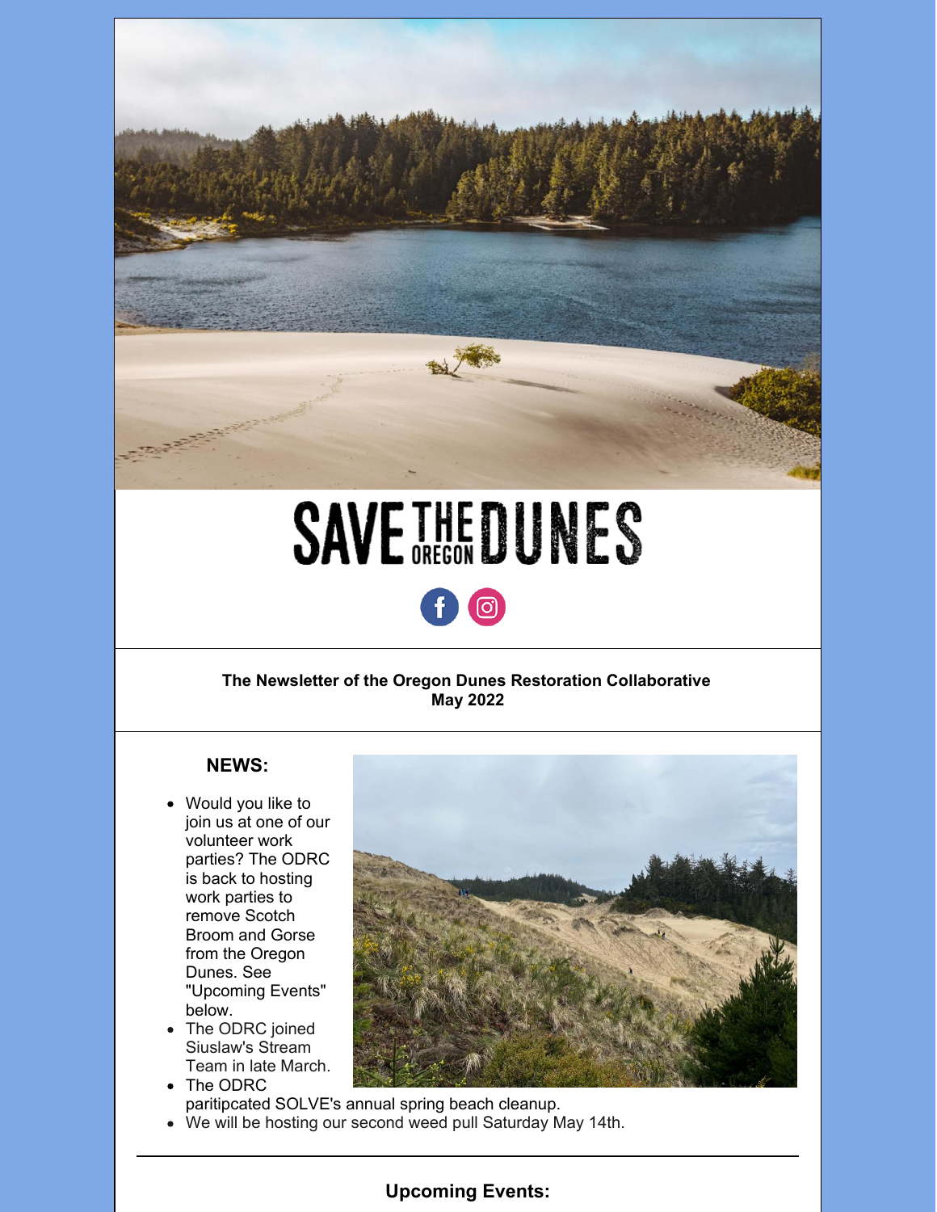# SAVE THE OREGON DUNES

**The Newsletter of the Oregon Dunes Restoration Collaborative**
**May 2022**

### NEWS:

- Would you like to join us at one of our volunteer work parties? The ODRC is back to hosting work parties to remove Scotch Broom and Gorse from the Oregon Dunes. See "Upcoming Events" below.
- The ODRC joined Siuslaw's Stream Team in late March.
- The ODRC paritipcated SOLVE's annual spring beach cleanup.
- We will be hosting our second weed pull Saturday May 14th.

---

### Upcoming Events: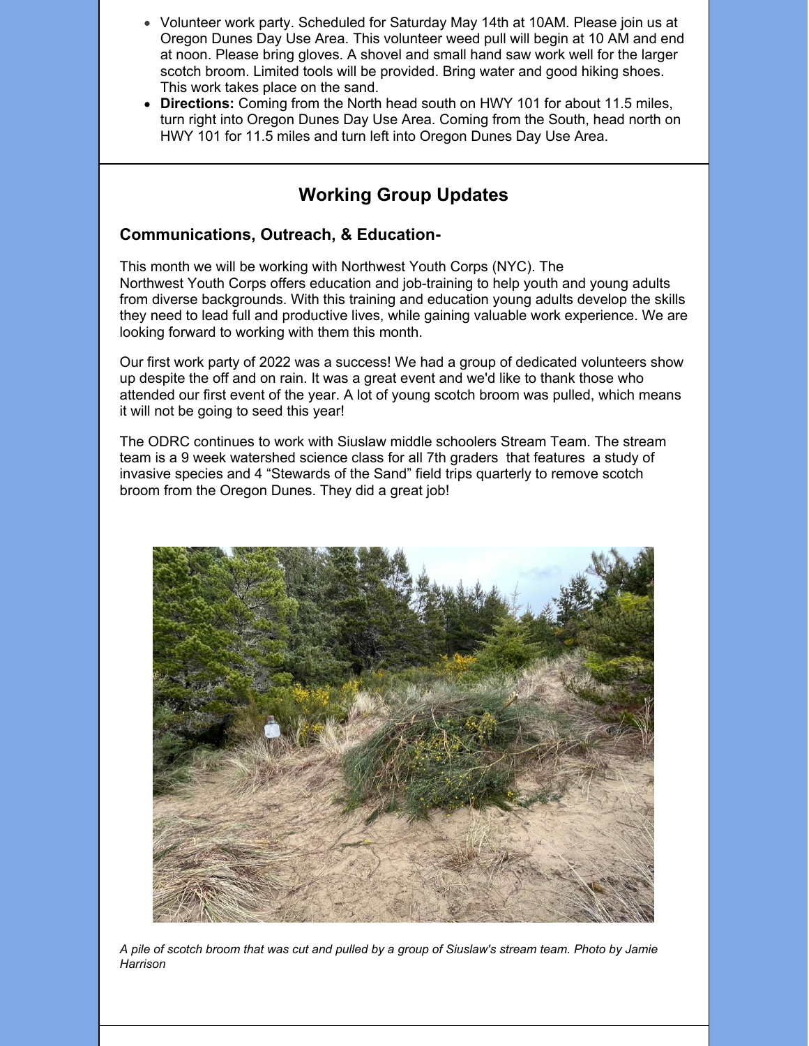- Volunteer work party. Scheduled for Saturday May 14th at 10AM. Please join us at Oregon Dunes Day Use Area. This volunteer weed pull will begin at 10 AM and end at noon. Please bring gloves. A shovel and small hand saw work well for the larger scotch broom. Limited tools will be provided. Bring water and good hiking shoes. This work takes place on the sand.
- **Directions:** Coming from the North head south on HWY 101 for about 11.5 miles, turn right into Oregon Dunes Day Use Area. Coming from the South, head north on HWY 101 for 11.5 miles and turn left into Oregon Dunes Day Use Area.

## Working Group Updates

### Communications, Outreach, & Education-

This month we will be working with Northwest Youth Corps (NYC). The Northwest Youth Corps offers education and job-training to help youth and young adults from diverse backgrounds. With this training and education young adults develop the skills they need to lead full and productive lives, while gaining valuable work experience. We are looking forward to working with them this month.

Our first work party of 2022 was a success! We had a group of dedicated volunteers show up despite the off and on rain. It was a great event and we'd like to thank those who attended our first event of the year. A lot of young scotch broom was pulled, which means it will not be going to seed this year!

The ODRC continues to work with Siuslaw middle schoolers Stream Team. The stream team is a 9 week watershed science class for all 7th graders that features a study of invasive species and 4 "Stewards of the Sand" field trips quarterly to remove scotch broom from the Oregon Dunes. They did a great job!

*A pile of scotch broom that was cut and pulled by a group of Siuslaw's stream team. Photo by Jamie Harrison*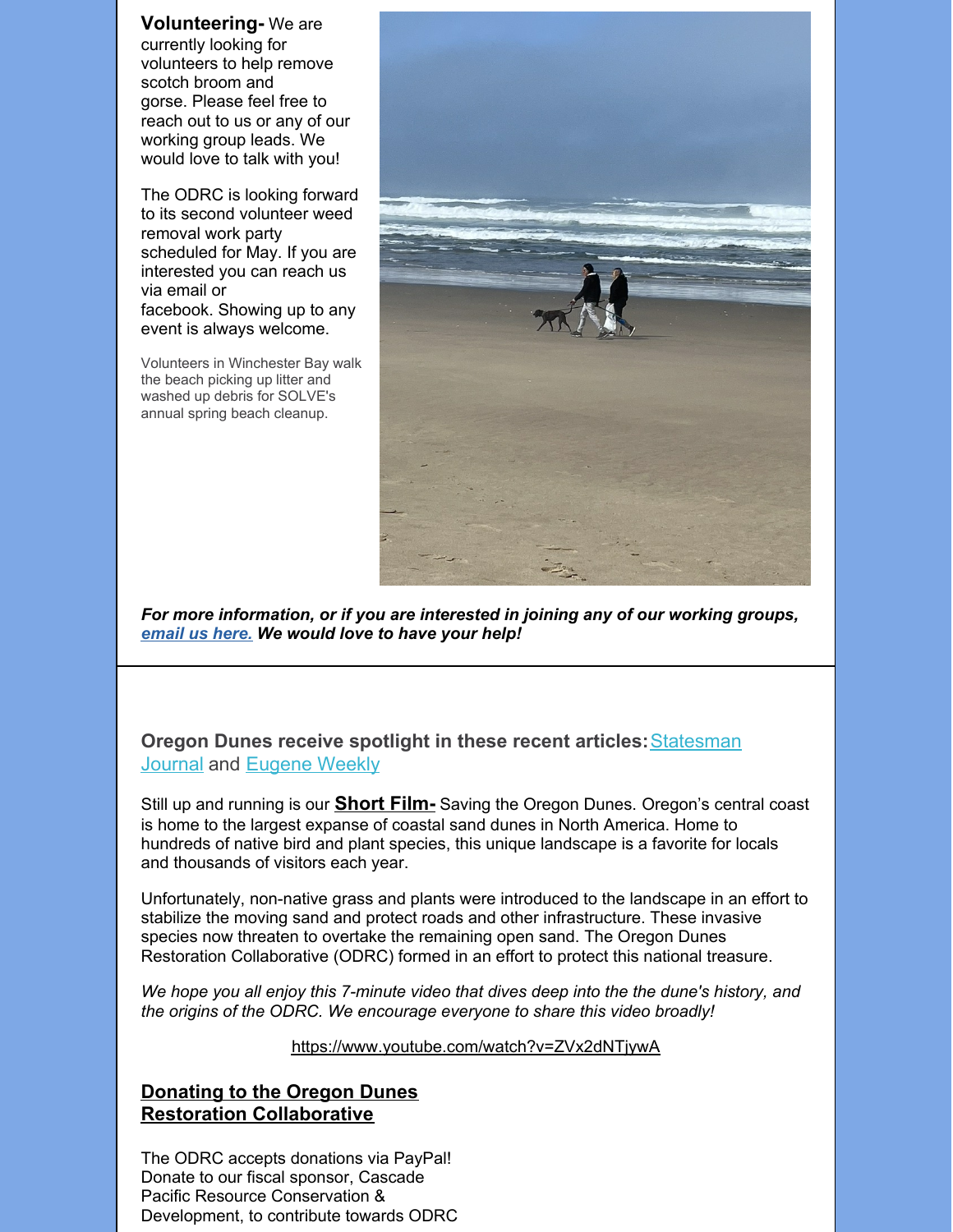**Volunteering-** We are currently looking for volunteers to help remove scotch broom and gorse. Please feel free to reach out to us or any of our working group leads. We would love to talk with you!

The ODRC is looking forward to its second volunteer weed removal work party scheduled for May. If you are interested you can reach us via email or facebook. Showing up to any event is always welcome.

Volunteers in Winchester Bay walk the beach picking up litter and washed up debris for SOLVE's annual spring beach cleanup.

***For more information, or if you are interested in joining any of our working groups, email us here. We would love to have your help!***

**Oregon Dunes receive spotlight in these recent articles:** Statesman Journal and Eugene Weekly

Still up and running is our **Short Film-** Saving the Oregon Dunes. Oregon's central coast is home to the largest expanse of coastal sand dunes in North America. Home to hundreds of native bird and plant species, this unique landscape is a favorite for locals and thousands of visitors each year.

Unfortunately, non-native grass and plants were introduced to the landscape in an effort to stabilize the moving sand and protect roads and other infrastructure. These invasive species now threaten to overtake the remaining open sand. The Oregon Dunes Restoration Collaborative (ODRC) formed in an effort to protect this national treasure.

*We hope you all enjoy this 7-minute video that dives deep into the the dune's history, and the origins of the ODRC. We encourage everyone to share this video broadly!*

https://www.youtube.com/watch?v=ZVx2dNTjywA

## Donating to the Oregon Dunes Restoration Collaborative

The ODRC accepts donations via PayPal! Donate to our fiscal sponsor, Cascade Pacific Resource Conservation & Development, to contribute towards ODRC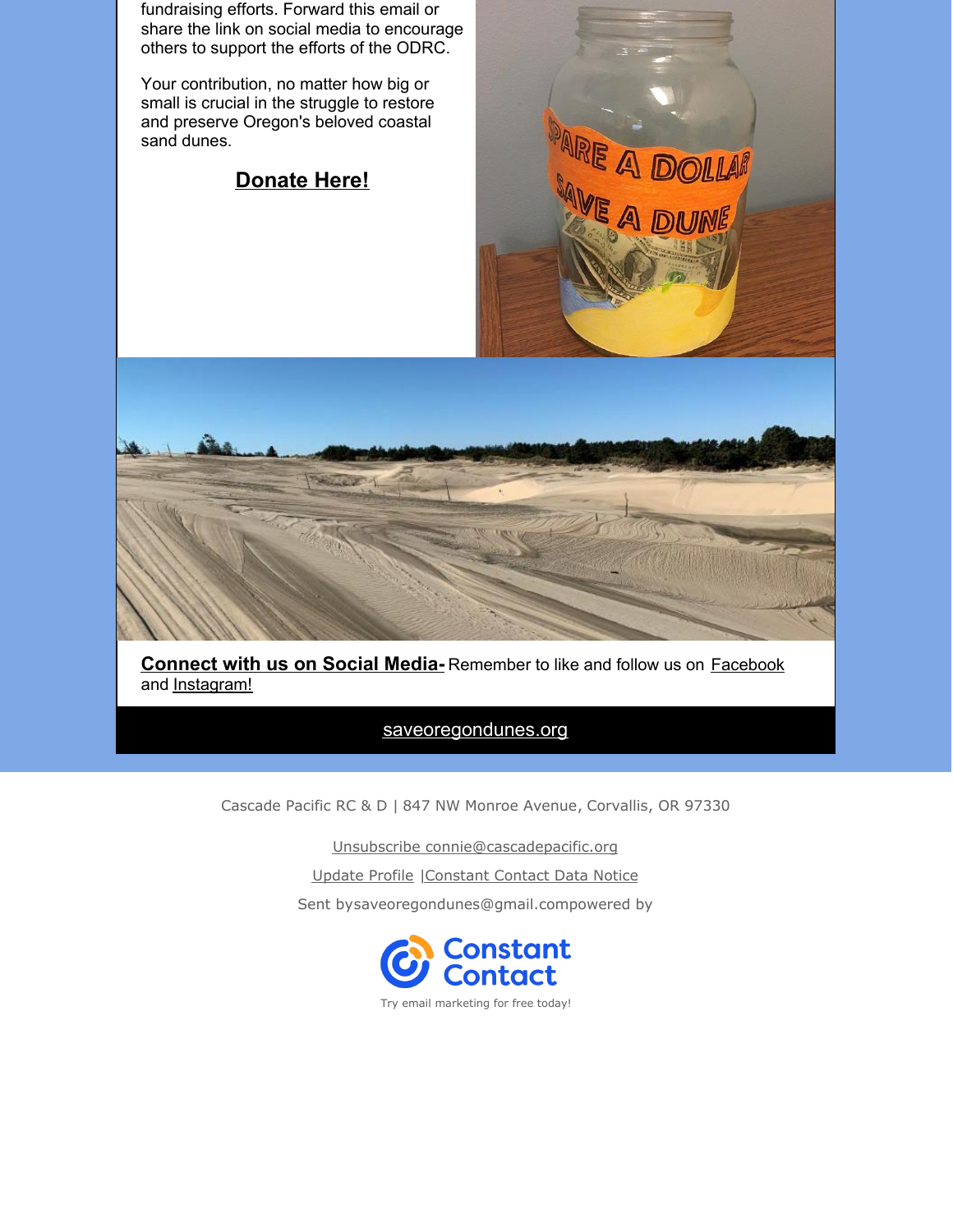fundraising efforts. Forward this email or share the link on social media to encourage others to support the efforts of the ODRC.

Your contribution, no matter how big or small is crucial in the struggle to restore and preserve Oregon's beloved coastal sand dunes.

**Donate Here!**

**Connect with us on Social Media-** Remember to like and follow us on Facebook and Instagram!

saveoregondunes.org

Cascade Pacific RC & D | 847 NW Monroe Avenue, Corvallis, OR 97330

Unsubscribe connie@cascadepacific.org

Update Profile |Constant Contact Data Notice

Sent bysaveoregondunes@gmail.compowered by

Constant Contact

Try email marketing for free today!